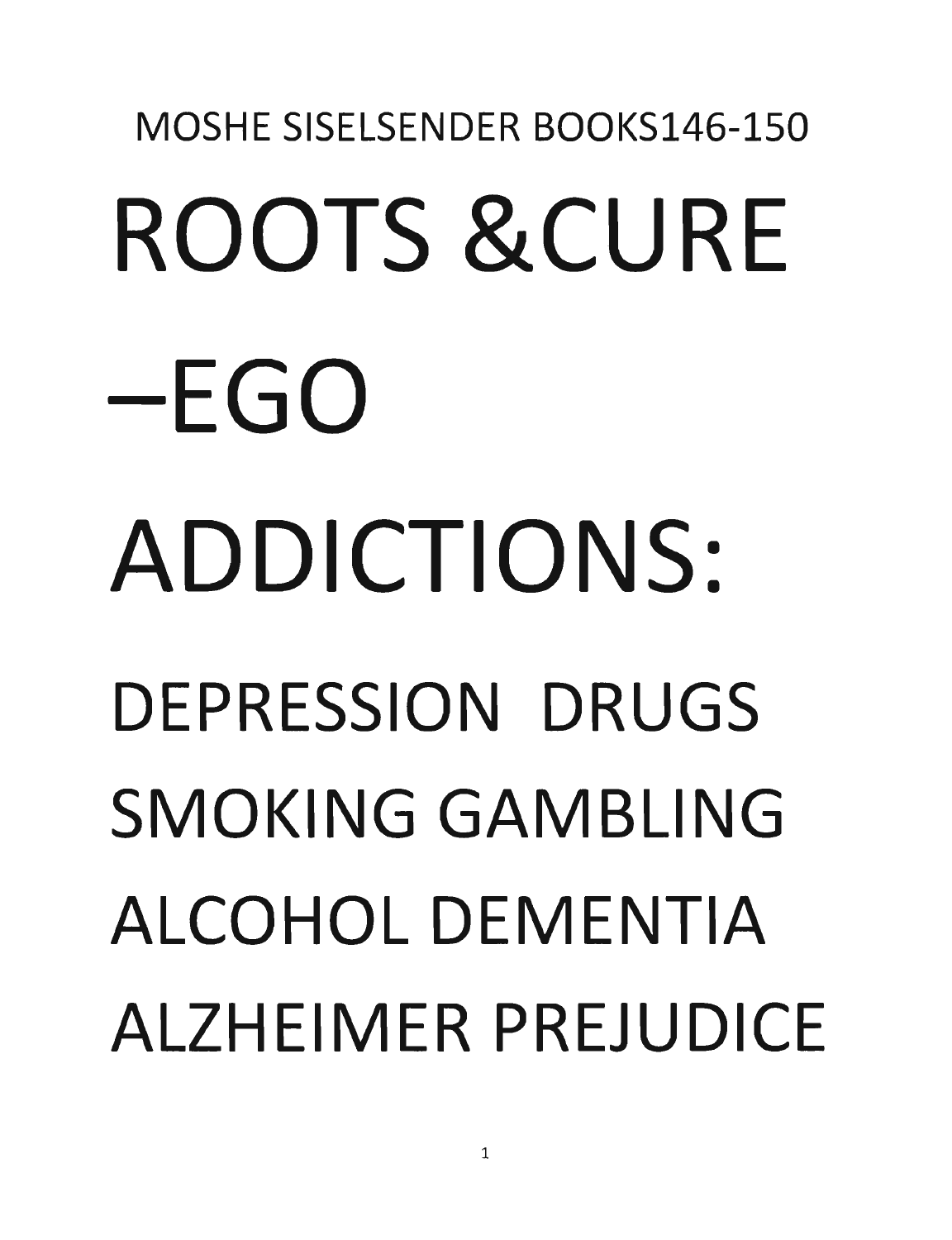MOSHE SISELSENDER BOOKS146-150

# ROOTS &CURE –EGO ADDICTIONS:

## DEPRESSION DRUGS SMOKING GAMBLING ALCOHOL DEMENTIA ALZHEIMER PREJUDICE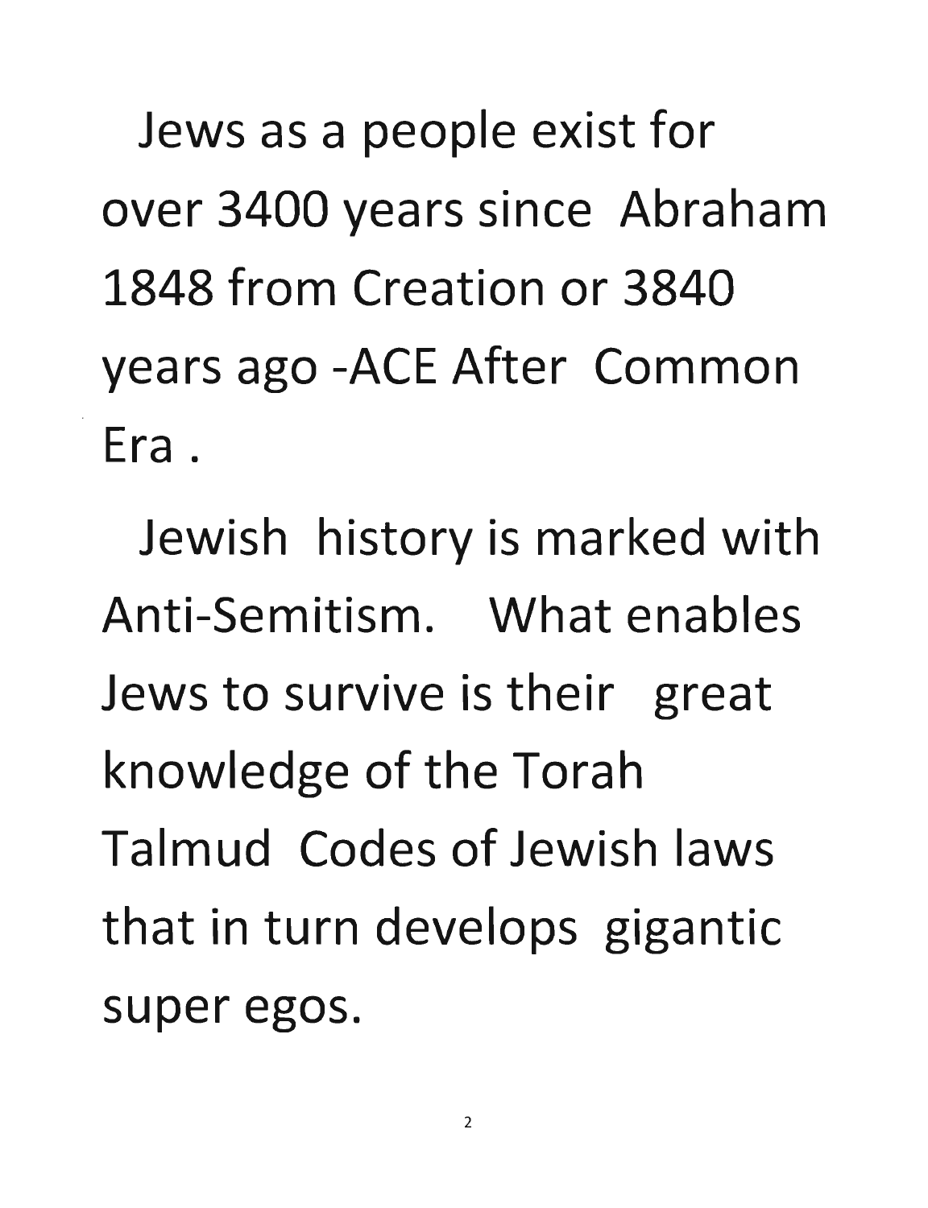Jews as a people exist for over 3400 years since Abraham 1848 from Creation or 3840 years ago -ACE After Common Era .

Jewish history is marked with Anti-Semitism. What enables Jews to survive is their great knowledge of the Torah Talmud Codes of Jewish laws that in turn develops gigantic super egos.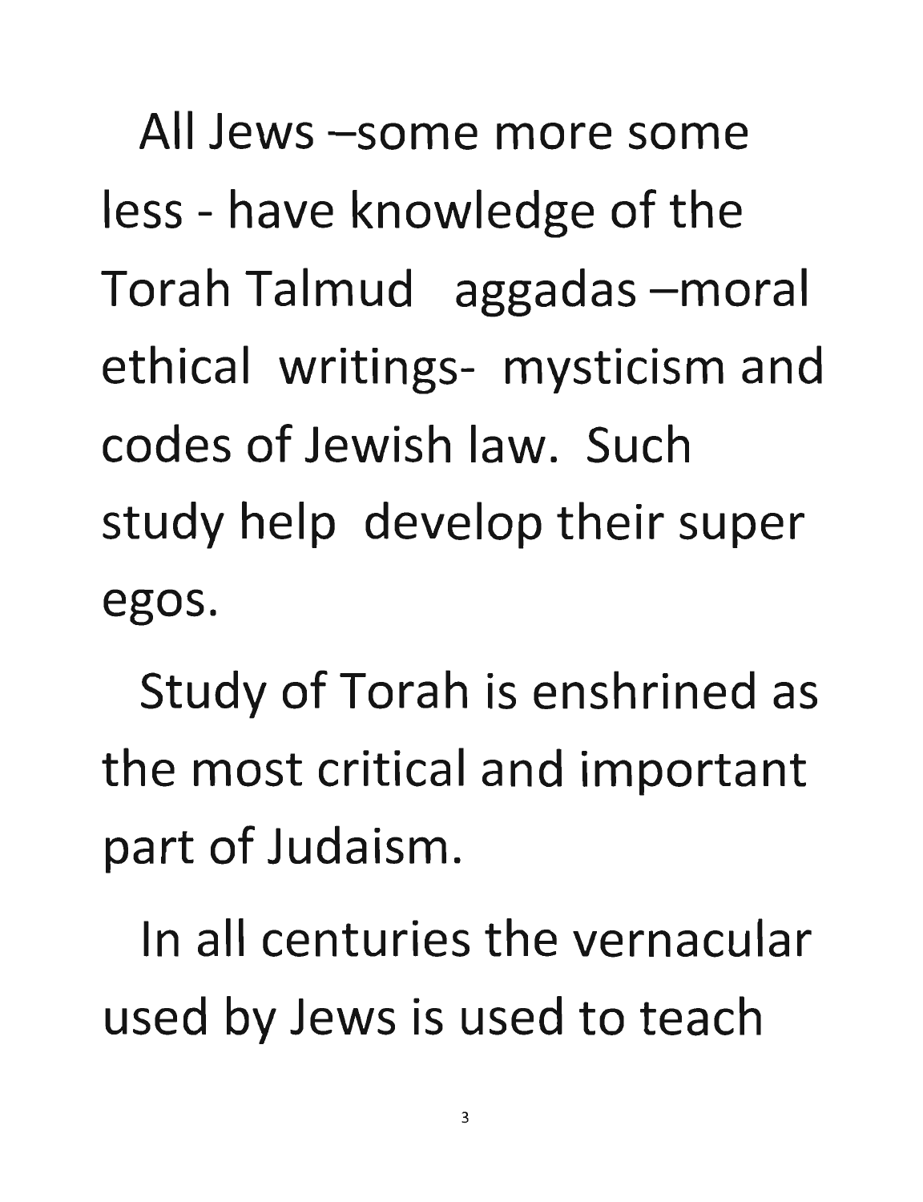All Jews –some more some less - have knowledge of the Torah Talmud aggadas –moral ethical writings- mysticism and codes of Jewish law. Such study help develop their super egos.

Study of Torah is enshrined as the most critical and important part of Judaism.

In all centuries the vernacular used by Jews is used to teach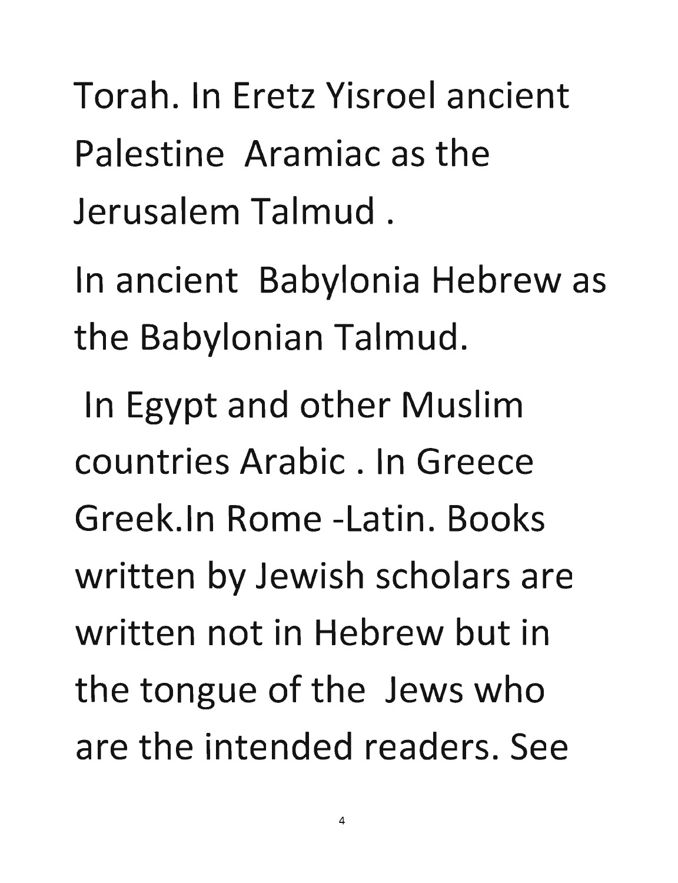Torah. In Eretz Yisroel ancient Palestine Aramiac as the Jerusalem Talmud .

In ancient Babylonia Hebrew as the Babylonian Talmud.

In Egypt and other Muslim countries Arabic . In Greece Greek.In Rome -Latin. Books written by Jewish scholars are written not in Hebrew but in the tongue of the Jews who are the intended readers. See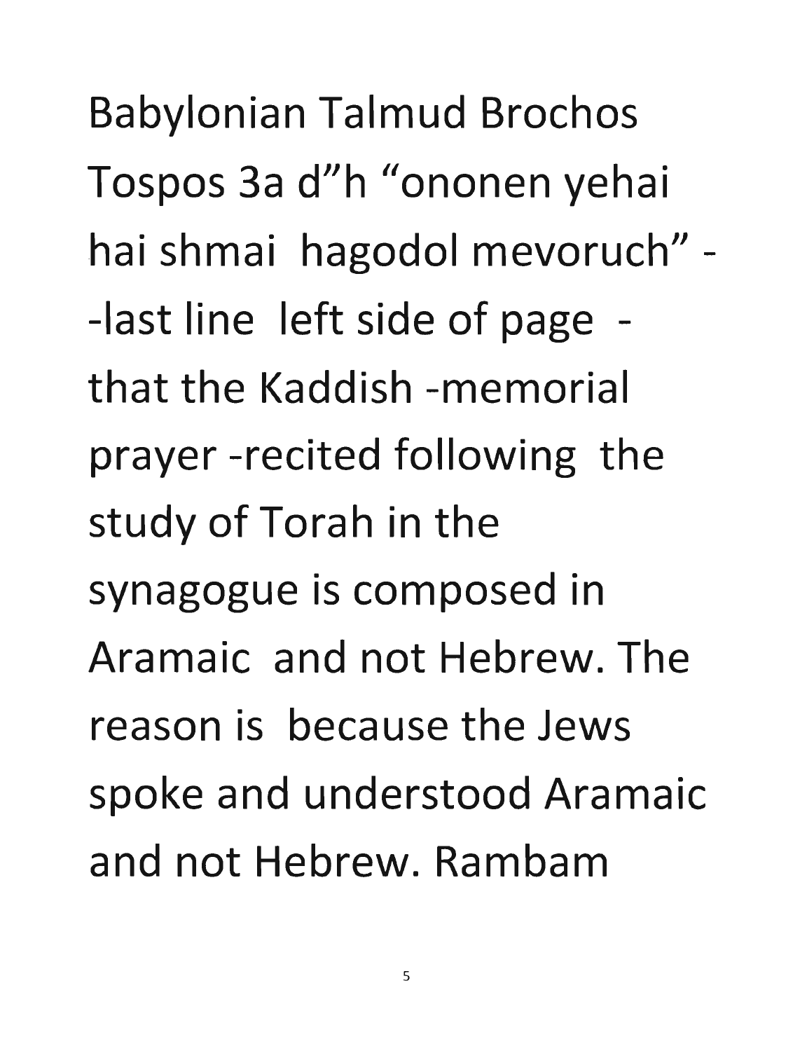Babylonian Talmud Brochos Tospos 3a d"h "ononen yehai hai shmai hagodol mevoruch" - -last line left side of page - that the Kaddish -memorial prayer -recited following the study of Torah in the synagogue is composed in Aramaic and not Hebrew. The reason is because the Jews spoke and understood Aramaic and not Hebrew. Rambam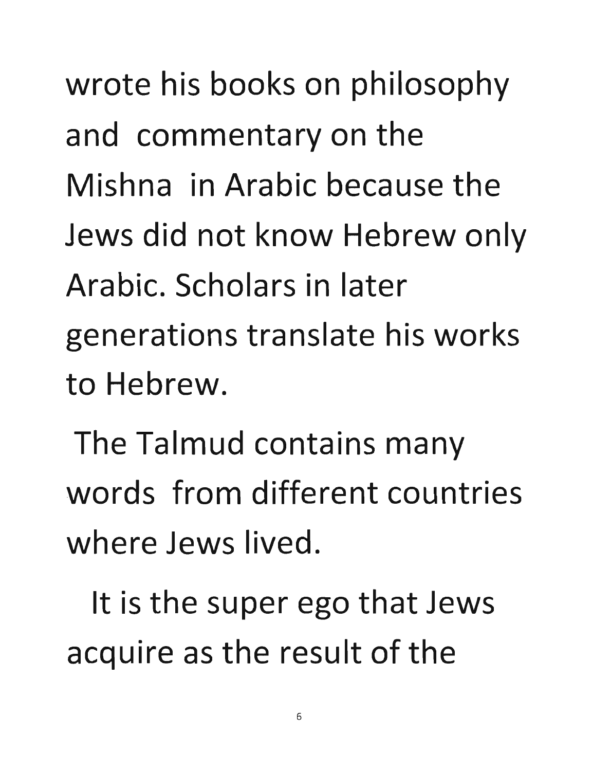wrote his books on philosophy and commentary on the Mishna in Arabic because the Jews did not know Hebrew only Arabic. Scholars in later generations translate his works to Hebrew.

The Talmud contains many words from different countries where Jews lived.

It is the super ego that Jews acquire as the result of the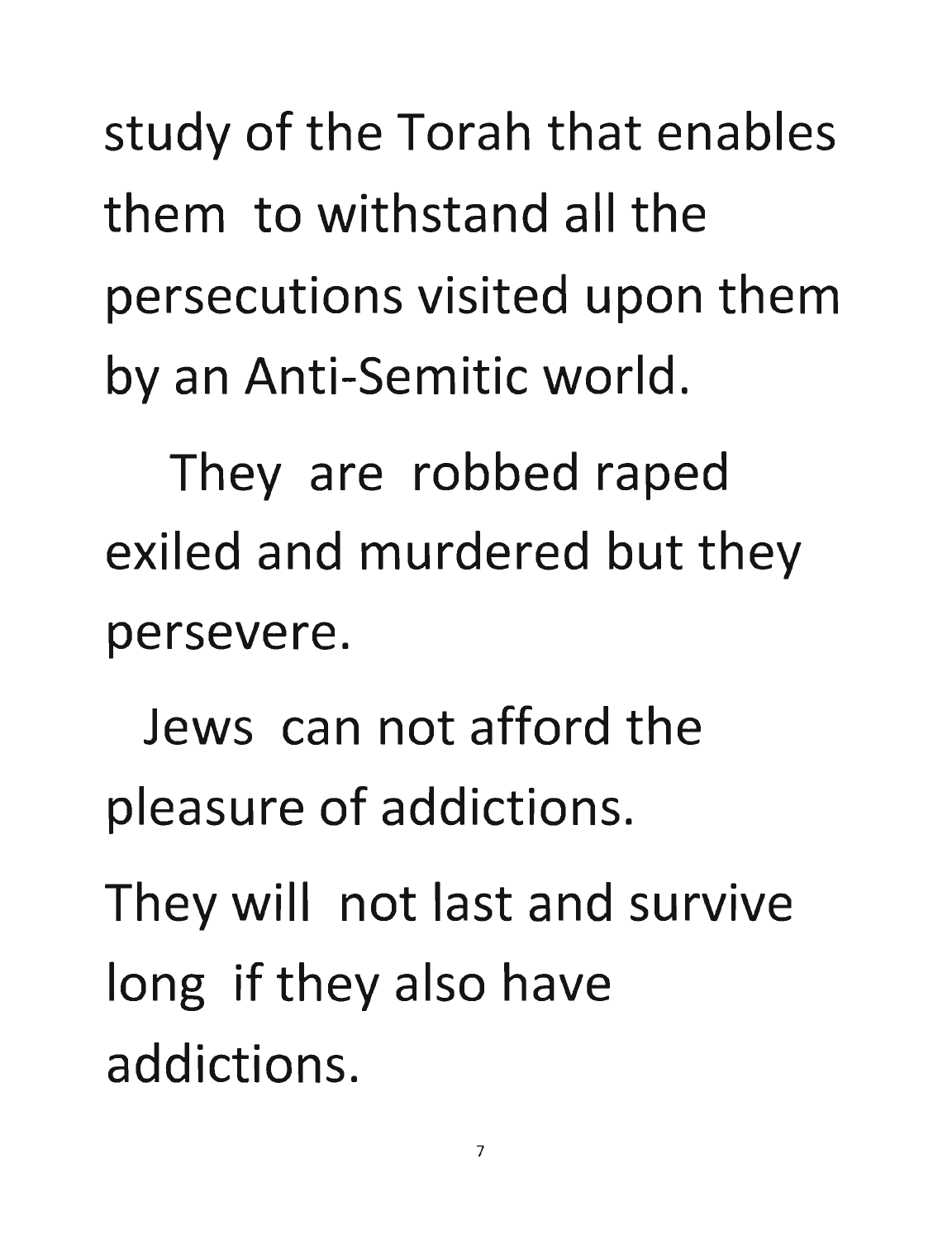study of the Torah that enables them to withstand all the persecutions visited upon them by an Anti-Semitic world.

They are robbed raped exiled and murdered but they persevere.

Jews can not afford the pleasure of addictions.

They will not last and survive long if they also have addictions.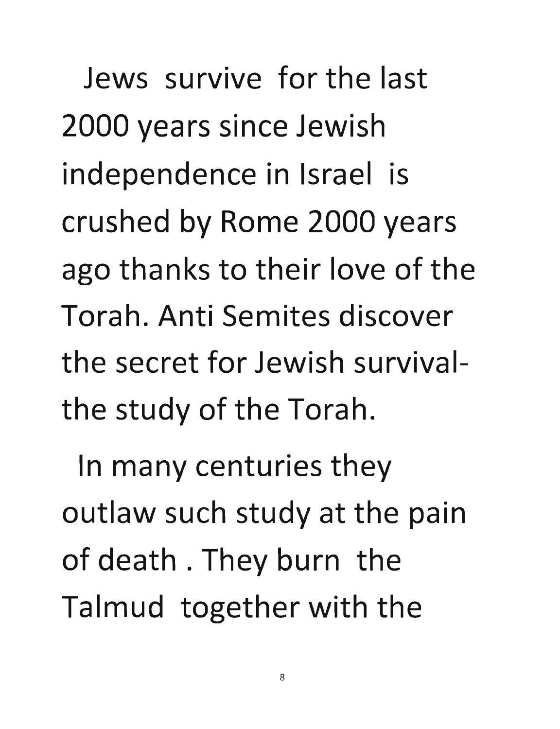Jews survive for the last 2000 years since Jewish independence in Israel is crushed by Rome 2000 years ago thanks to their love of the Torah. Anti Semites discover the secret for Jewish survival- the study of the Torah.

In many centuries they outlaw such study at the pain of death . They burn the Talmud together with the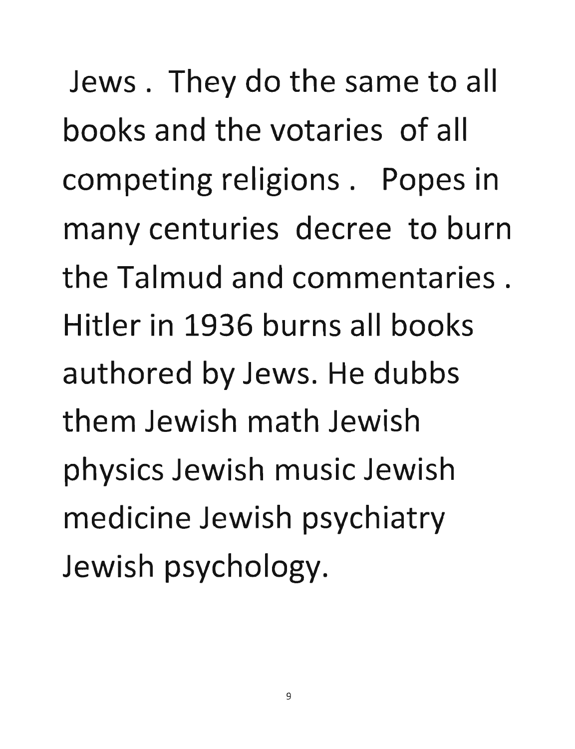Jews . They do the same to all books and the votaries of all competing religions . Popes in many centuries decree to burn the Talmud and commentaries . Hitler in 1936 burns all books authored by Jews. He dubbs them Jewish math Jewish physics Jewish music Jewish medicine Jewish psychiatry Jewish psychology.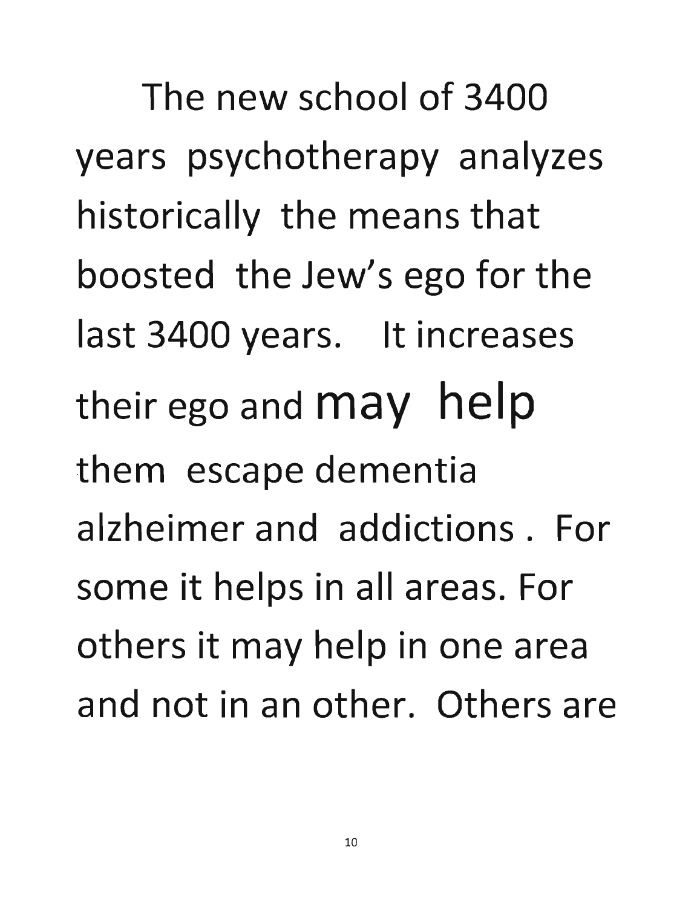The new school of 3400 years psychotherapy analyzes historically the means that boosted the Jew's ego for the last 3400 years. It increases their ego and may help them escape dementia alzheimer and addictions . For some it helps in all areas. For others it may help in one area and not in an other. Others are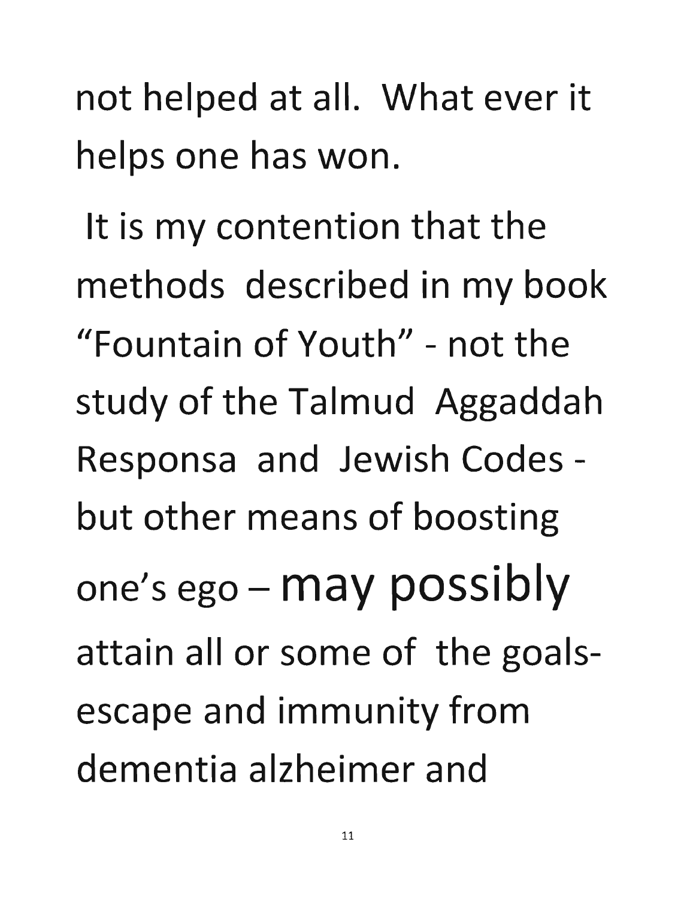not helped at all. What ever it helps one has won.

It is my contention that the methods described in my book "Fountain of Youth" - not the study of the Talmud Aggaddah Responsa and Jewish Codes - but other means of boosting one's ego – may possibly attain all or some of the goals- escape and immunity from dementia alzheimer and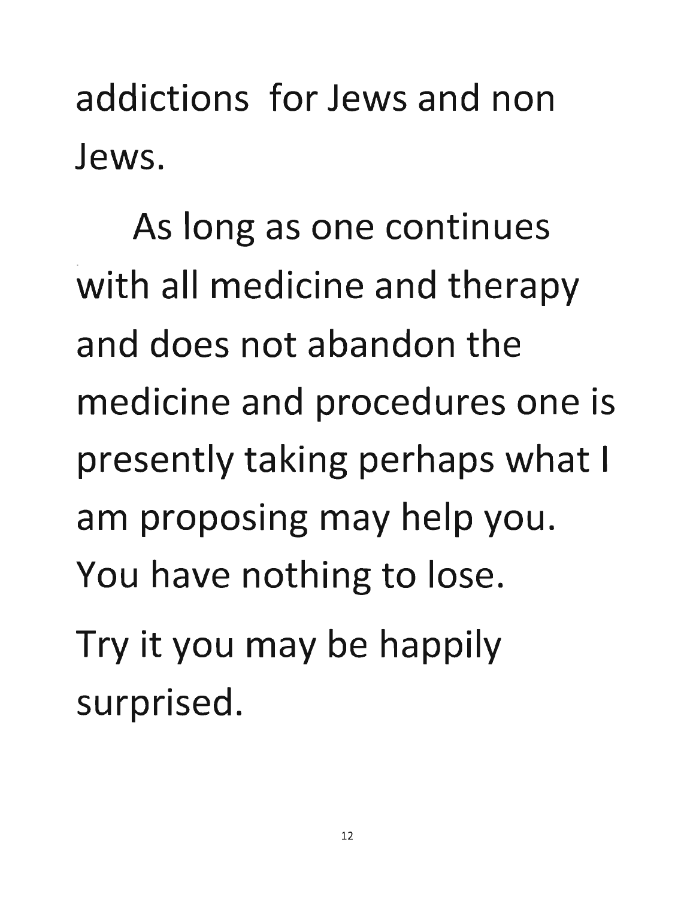addictions for Jews and non Jews.

As long as one continues with all medicine and therapy and does not abandon the medicine and procedures one is presently taking perhaps what I am proposing may help you. You have nothing to lose. Try it you may be happily surprised.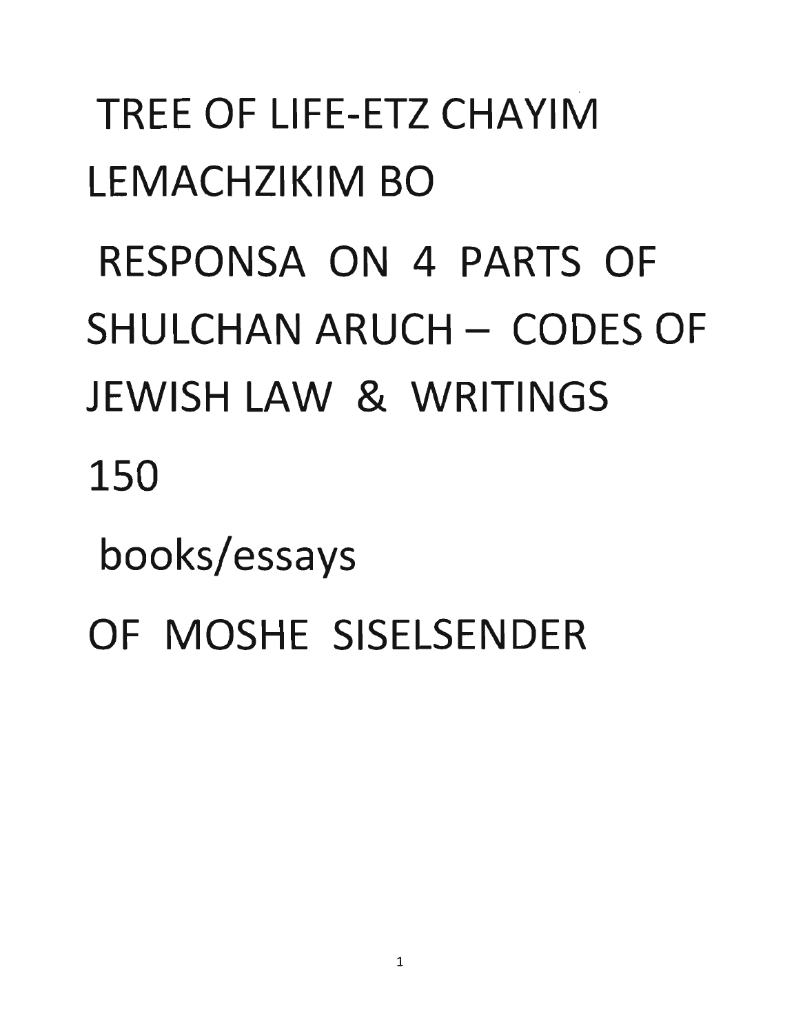# TREE OF LIFE-ETZ CHAYIM LEMACHZIKIM BO

## RESPONSA ON 4 PARTS OF SHULCHAN ARUCH – CODES OF JEWISH LAW & WRITINGS

150

books/essays

OF MOSHE SISELSENDER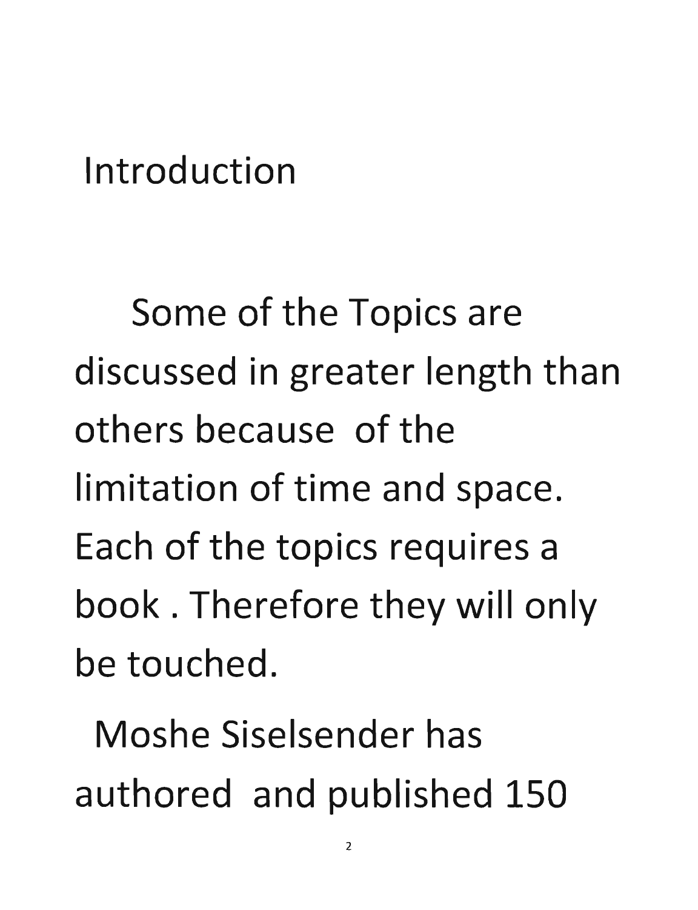# Introduction

Some of the Topics are discussed in greater length than others because of the limitation of time and space. Each of the topics requires a book . Therefore they will only be touched.

Moshe Siselsender has authored and published 150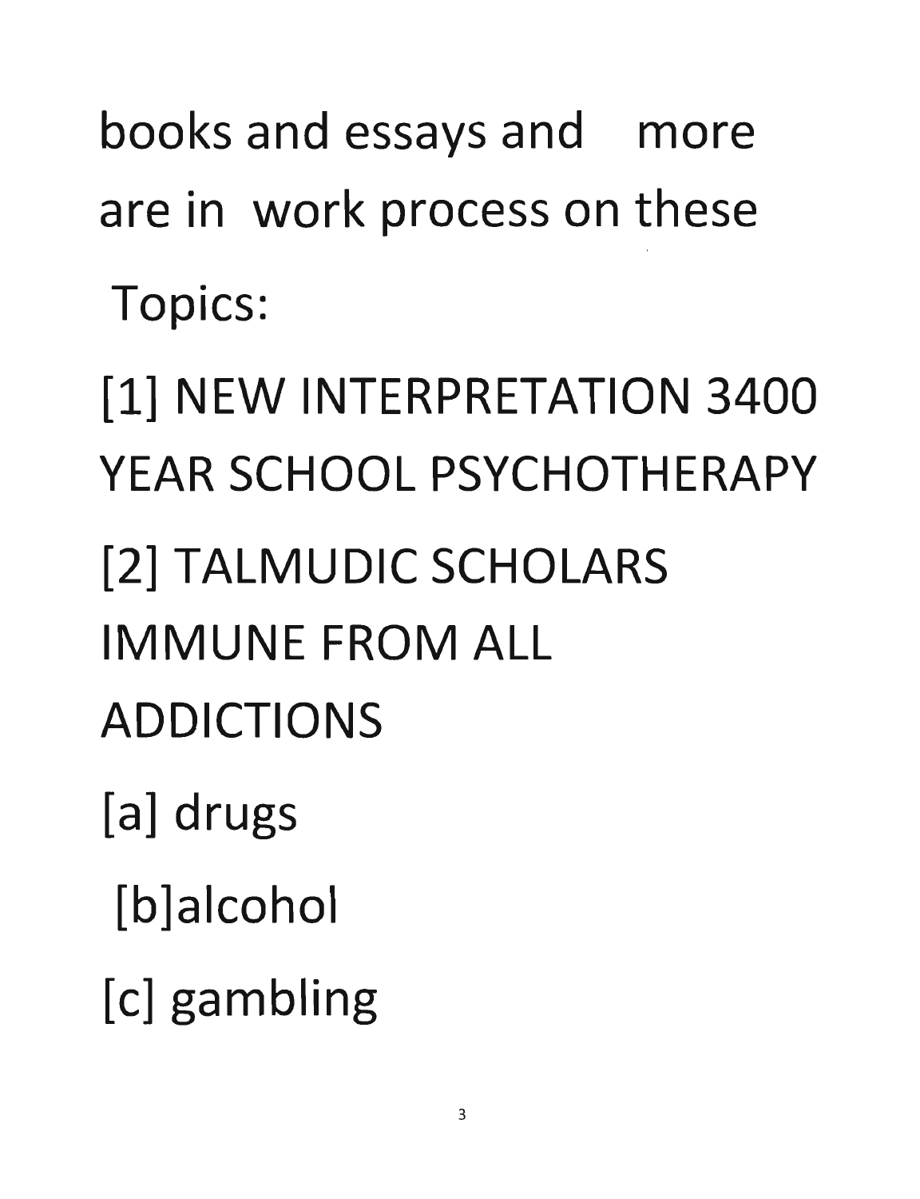books and essays and more are in work process on these Topics:

[1] NEW INTERPRETATION 3400 YEAR SCHOOL PSYCHOTHERAPY

[2] TALMUDIC SCHOLARS IMMUNE FROM ALL ADDICTIONS

[a] drugs

[b]alcohol

[c] gambling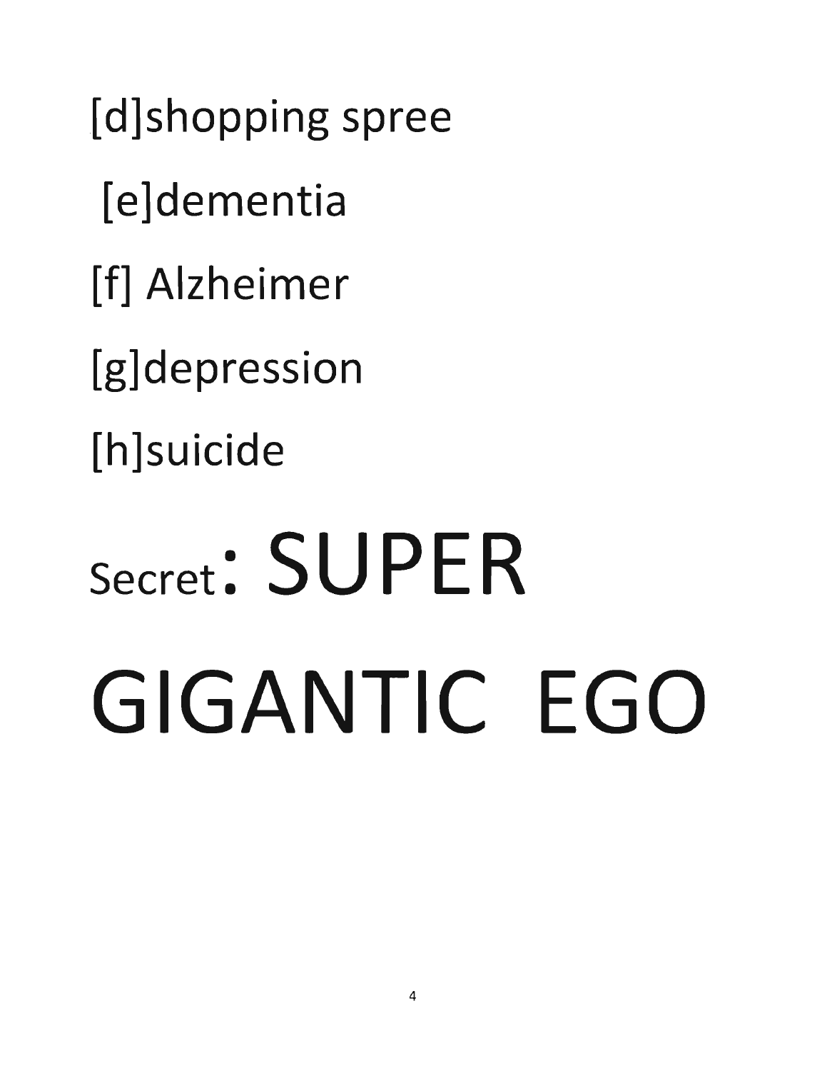[d]shopping spree

[e]dementia

[f] Alzheimer

[g]depression

[h]suicide

# Secret: SUPER GIGANTIC EGO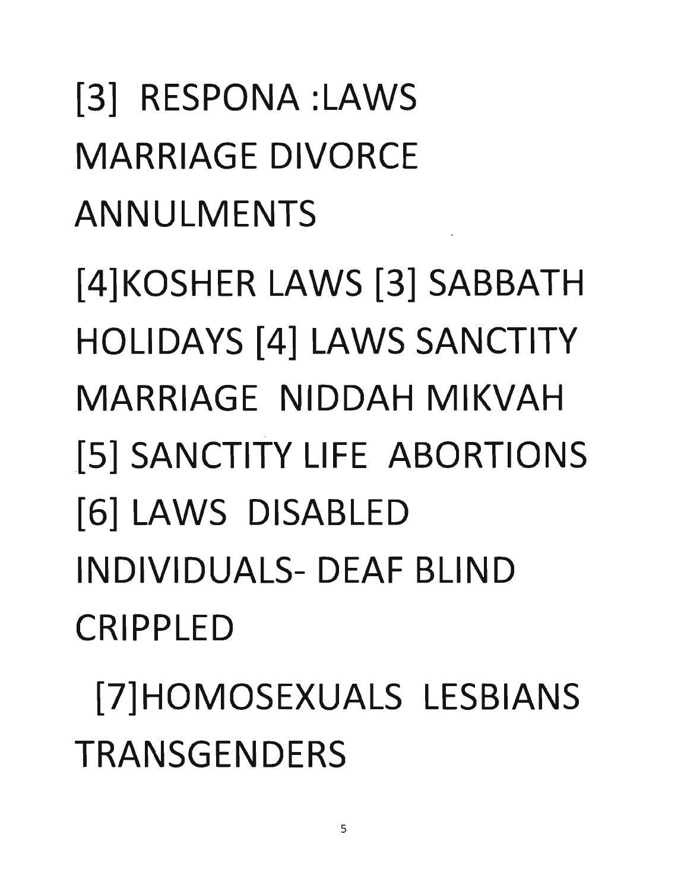[3] RESPONA :LAWS MARRIAGE DIVORCE ANNULMENTS

[4]KOSHER LAWS [3] SABBATH HOLIDAYS [4] LAWS SANCTITY MARRIAGE NIDDAH MIKVAH

[5] SANCTITY LIFE ABORTIONS

[6] LAWS DISABLED INDIVIDUALS- DEAF BLIND CRIPPLED

[7]HOMOSEXUALS LESBIANS TRANSGENDERS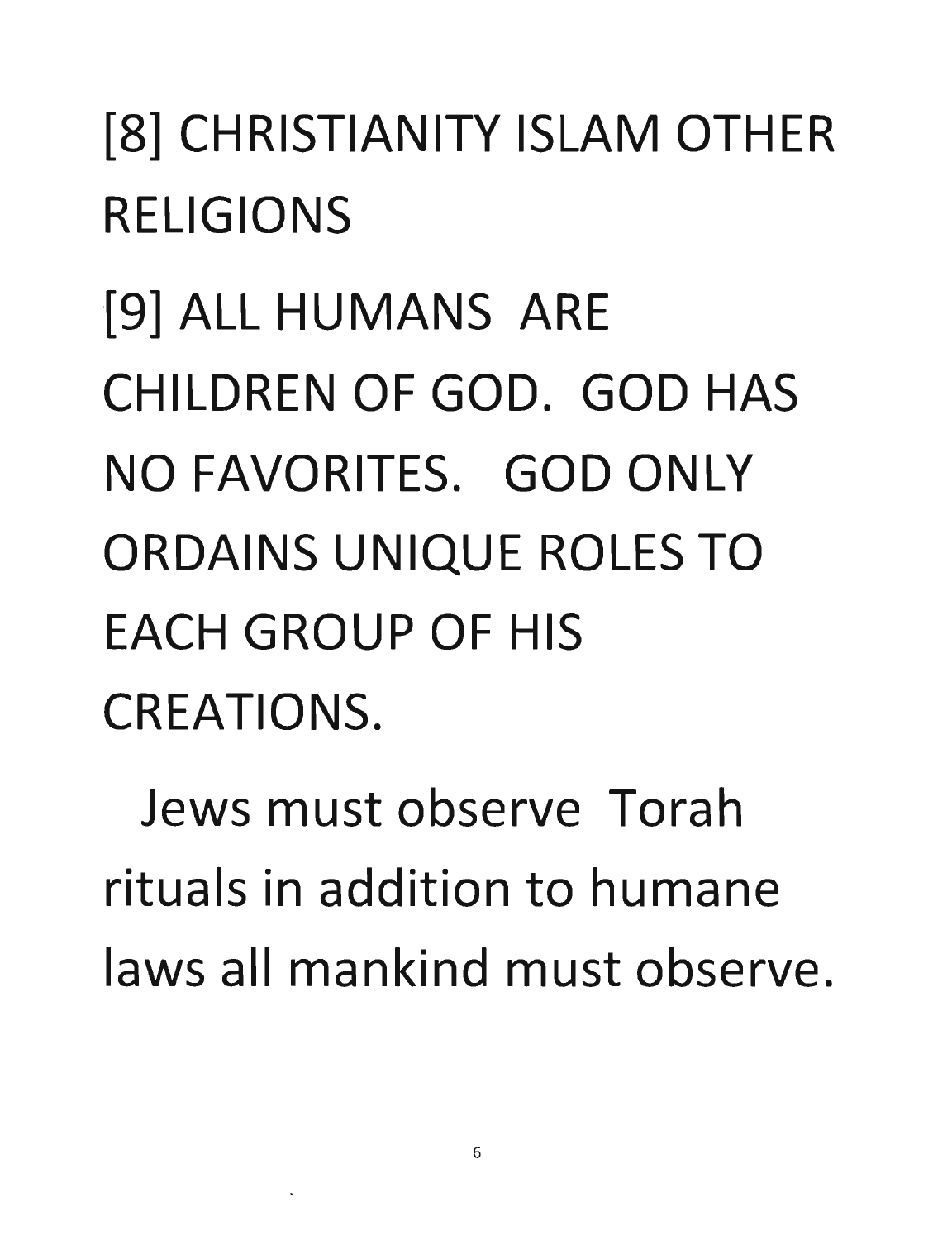[8] CHRISTIANITY ISLAM OTHER RELIGIONS

[9] ALL HUMANS ARE CHILDREN OF GOD. GOD HAS NO FAVORITES. GOD ONLY ORDAINS UNIQUE ROLES TO EACH GROUP OF HIS CREATIONS.

Jews must observe Torah rituals in addition to humane laws all mankind must observe.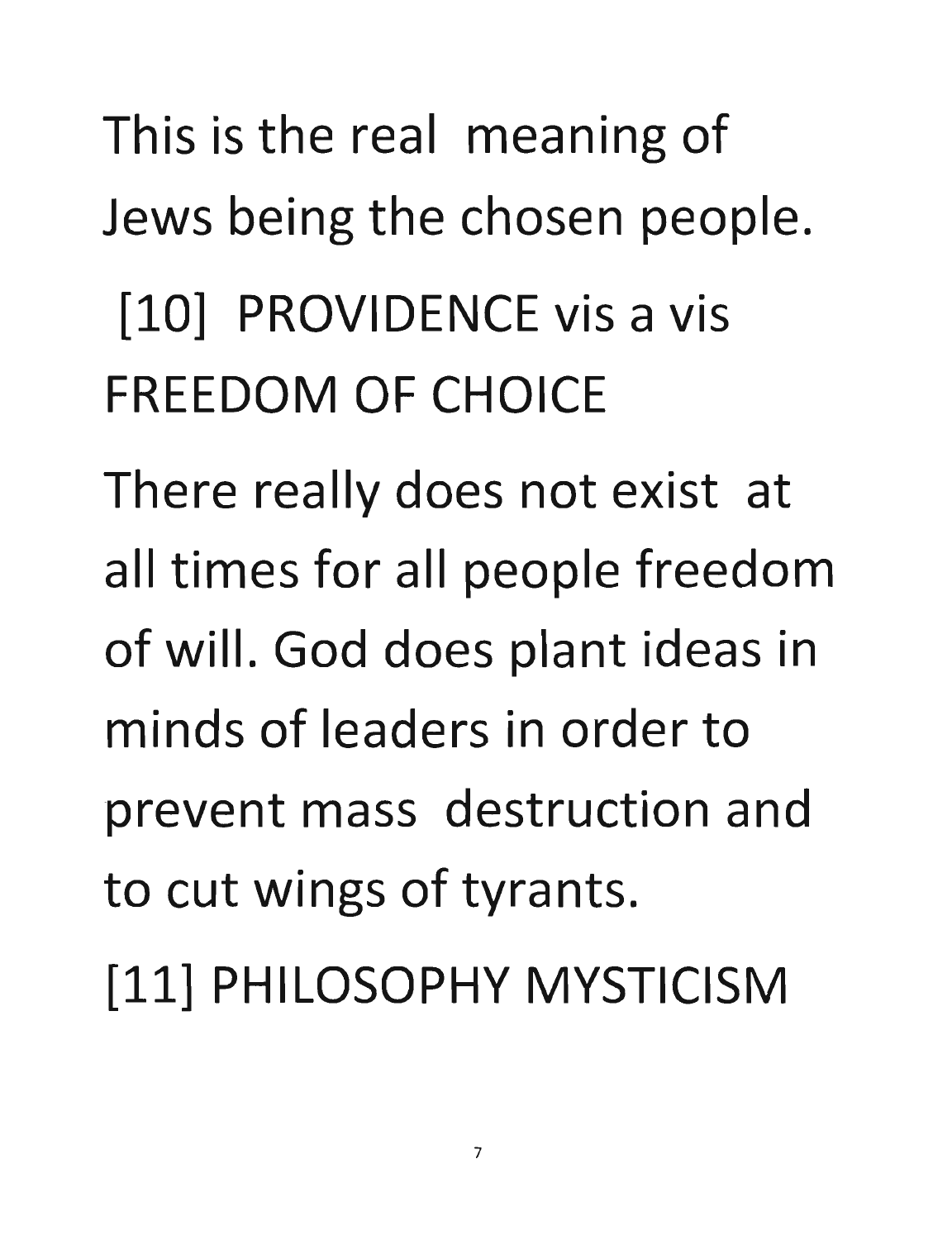This is the real meaning of Jews being the chosen people.

[10] PROVIDENCE vis a vis FREEDOM OF CHOICE

There really does not exist at all times for all people freedom of will. God does plant ideas in minds of leaders in order to prevent mass destruction and to cut wings of tyrants.

[11] PHILOSOPHY MYSTICISM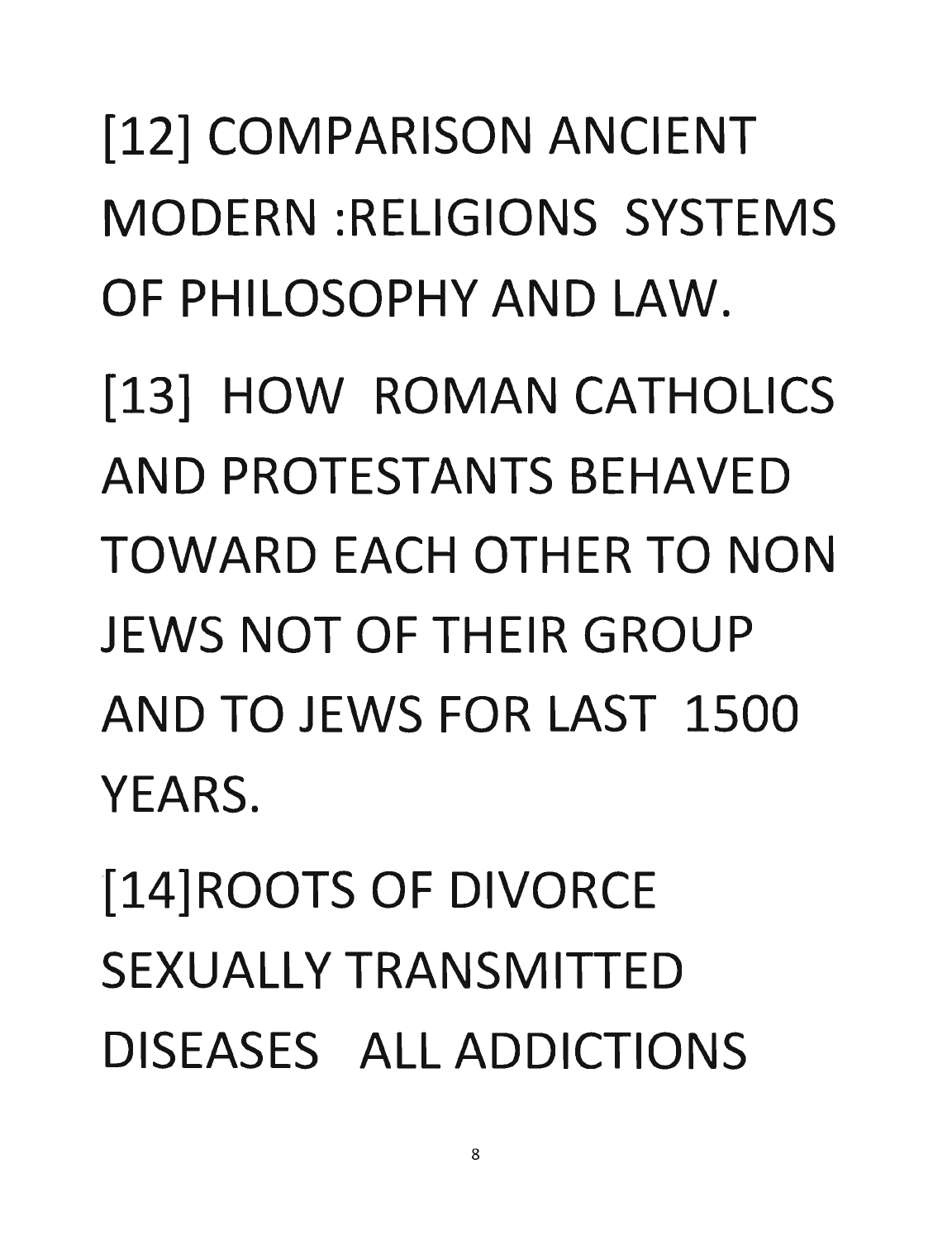[12] COMPARISON ANCIENT MODERN :RELIGIONS SYSTEMS OF PHILOSOPHY AND LAW.

[13] HOW ROMAN CATHOLICS AND PROTESTANTS BEHAVED TOWARD EACH OTHER TO NON JEWS NOT OF THEIR GROUP AND TO JEWS FOR LAST 1500 YEARS.

[14]ROOTS OF DIVORCE SEXUALLY TRANSMITTED DISEASES ALL ADDICTIONS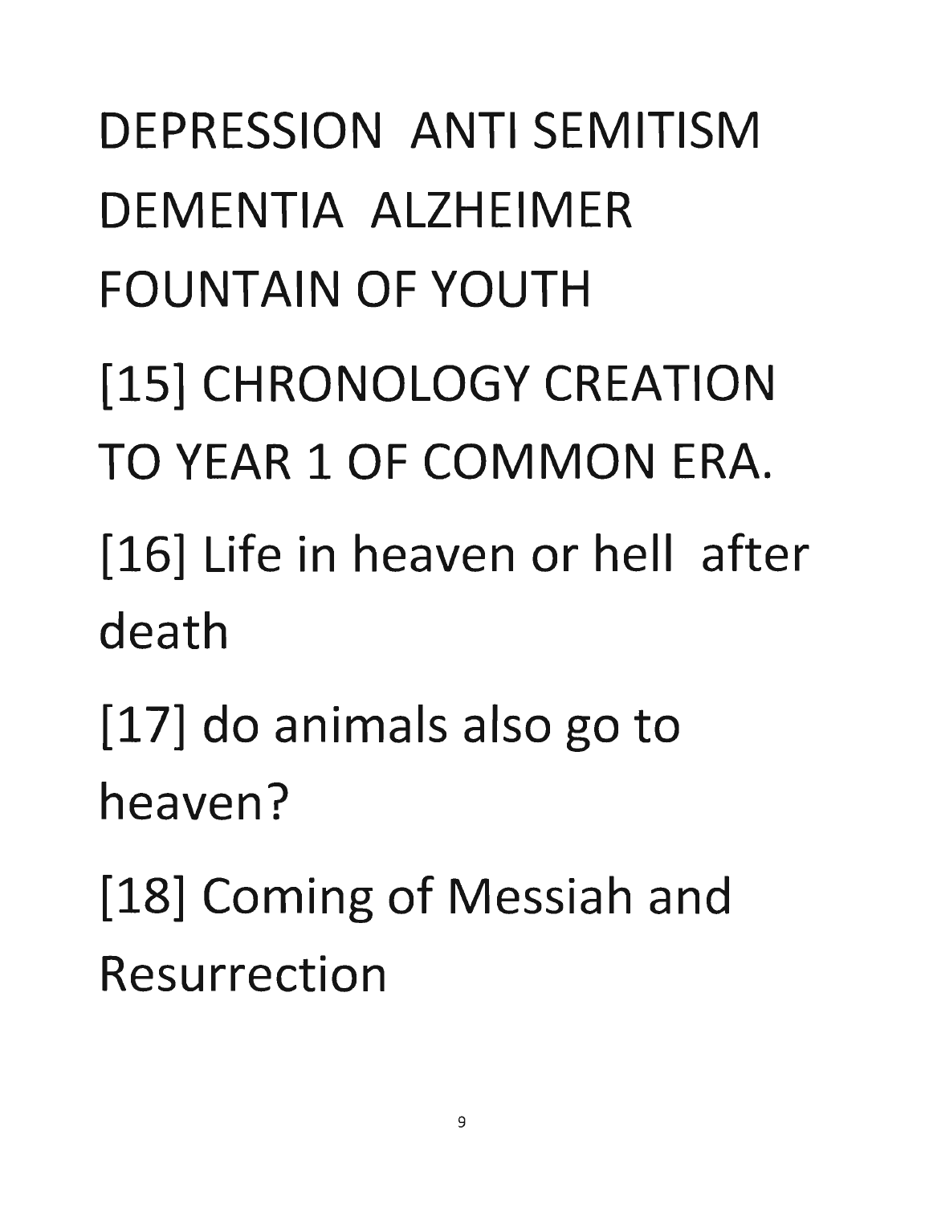DEPRESSION ANTI SEMITISM DEMENTIA ALZHEIMER FOUNTAIN OF YOUTH

[15] CHRONOLOGY CREATION TO YEAR 1 OF COMMON ERA.

[16] Life in heaven or hell after death

[17] do animals also go to heaven?

[18] Coming of Messiah and Resurrection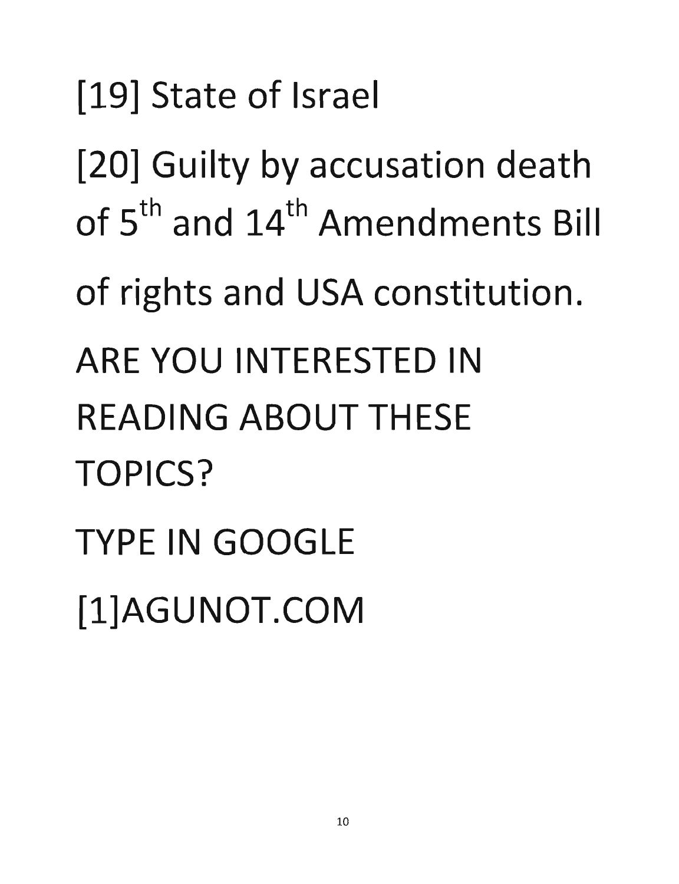[19] State of Israel

[20] Guilty by accusation death of 5th and 14th Amendments Bill of rights and USA constitution.

ARE YOU INTERESTED IN READING ABOUT THESE TOPICS?

TYPE IN GOOGLE

[1]AGUNOT.COM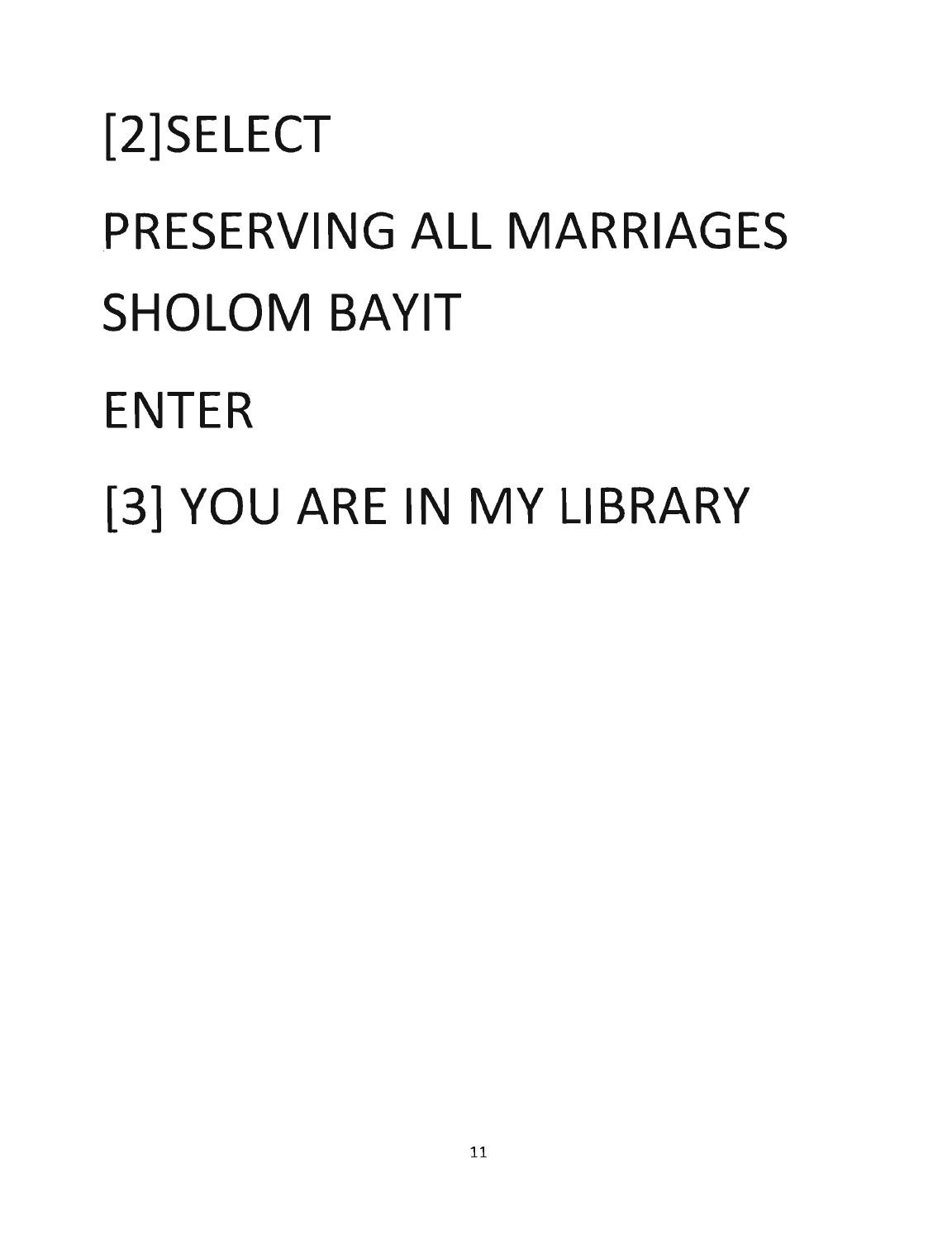[2]SELECT

PRESERVING ALL MARRIAGES

SHOLOM BAYIT

ENTER

[3] YOU ARE IN MY LIBRARY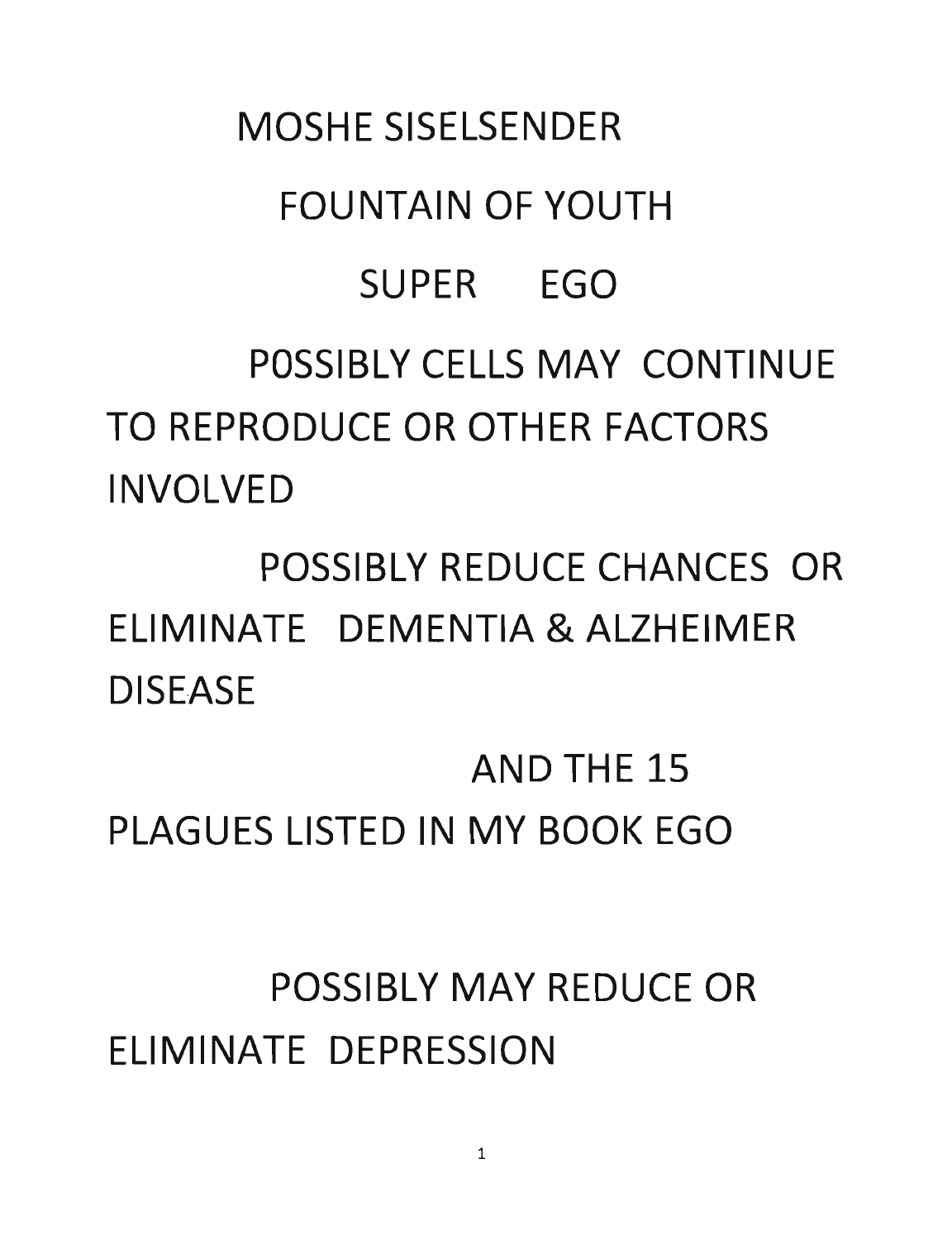MOSHE SISELSENDER

FOUNTAIN OF YOUTH

SUPER EGO

P0SSIBLY CELLS MAY CONTINUE TO REPRODUCE OR OTHER FACTORS INVOLVED

POSSIBLY REDUCE CHANCES OR ELIMINATE DEMENTIA & ALZHEIMER DISEASE

AND THE 15 PLAGUES LISTED IN MY BOOK EGO

POSSIBLY MAY REDUCE OR ELIMINATE DEPRESSION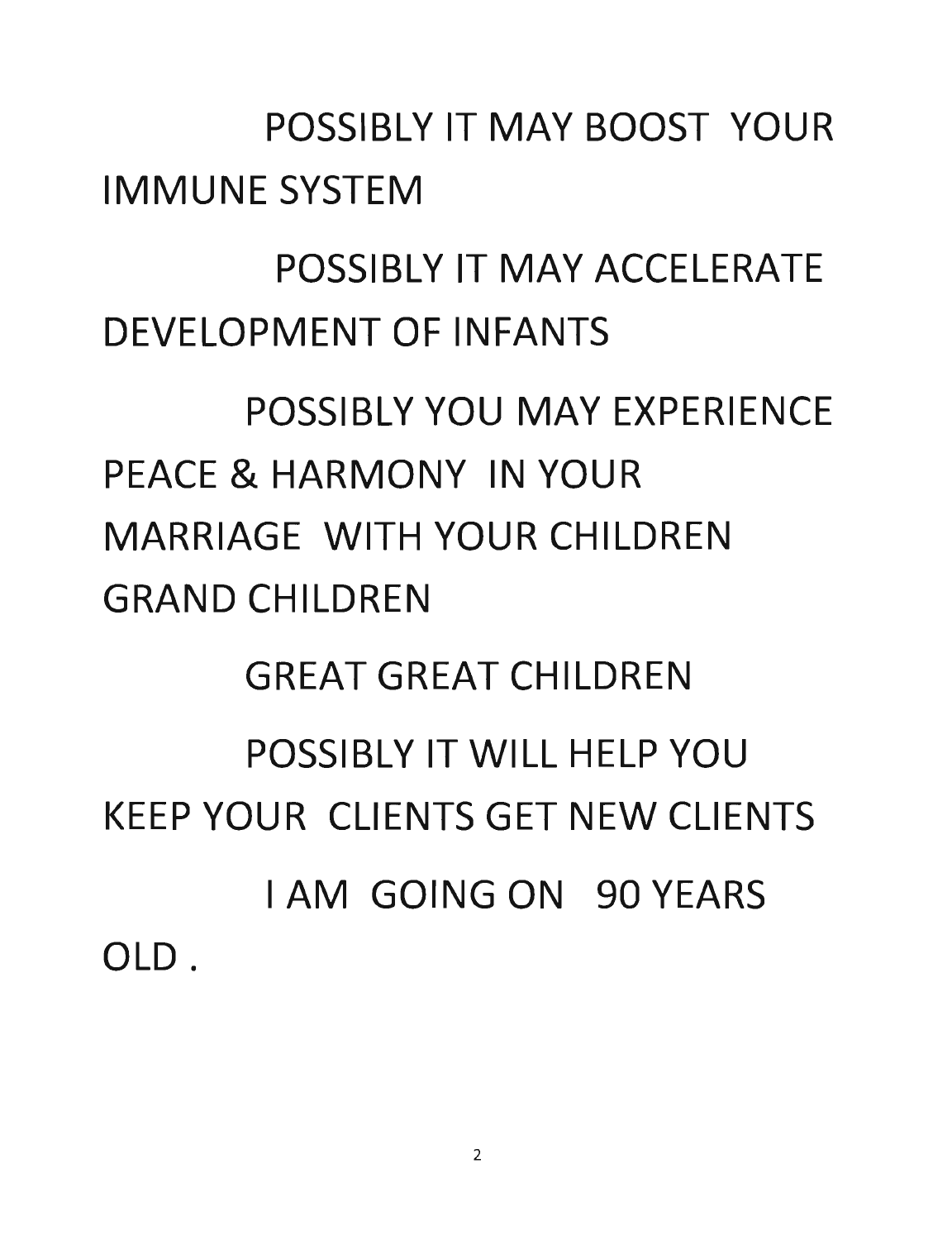POSSIBLY IT MAY BOOST YOUR IMMUNE SYSTEM

POSSIBLY IT MAY ACCELERATE DEVELOPMENT OF INFANTS

POSSIBLY YOU MAY EXPERIENCE PEACE & HARMONY IN YOUR MARRIAGE WITH YOUR CHILDREN GRAND CHILDREN

GREAT GREAT CHILDREN

POSSIBLY IT WILL HELP YOU KEEP YOUR CLIENTS GET NEW CLIENTS

I AM GOING ON 90 YEARS OLD .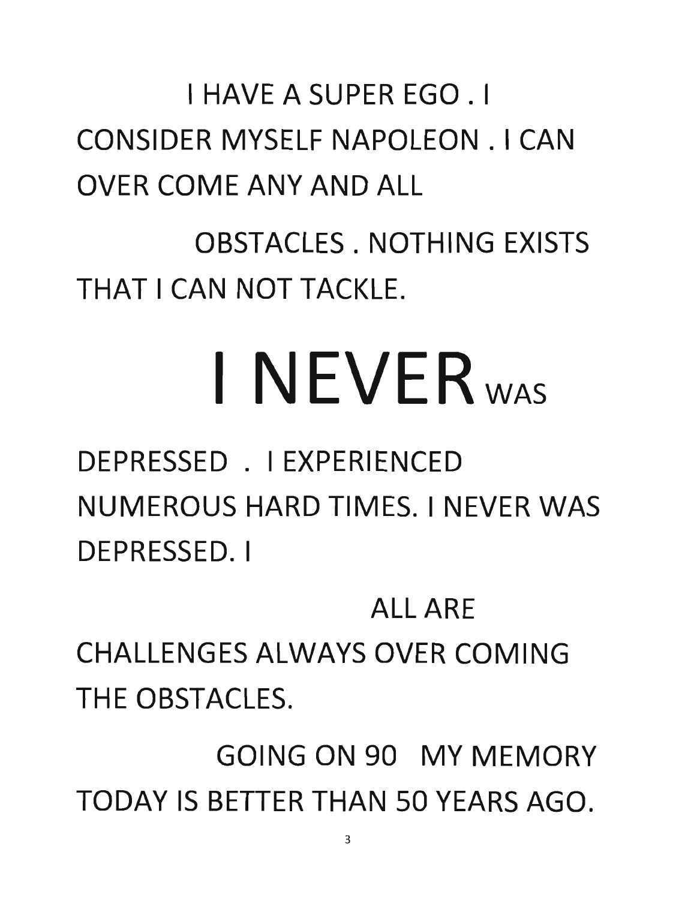I HAVE A SUPER EGO . I CONSIDER MYSELF NAPOLEON . I CAN OVER COME ANY AND ALL

OBSTACLES . NOTHING EXISTS THAT I CAN NOT TACKLE.

# I NEVER WAS

DEPRESSED . I EXPERIENCED NUMEROUS HARD TIMES. I NEVER WAS DEPRESSED. I

ALL ARE CHALLENGES ALWAYS OVER COMING THE OBSTACLES.

GOING ON 90 MY MEMORY TODAY IS BETTER THAN 50 YEARS AGO.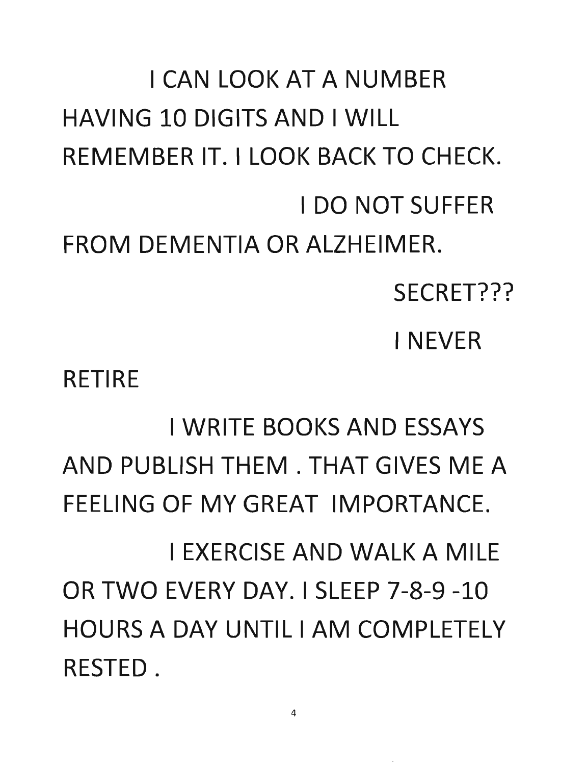I CAN LOOK AT A NUMBER HAVING 10 DIGITS AND I WILL REMEMBER IT. I LOOK BACK TO CHECK.

I DO NOT SUFFER FROM DEMENTIA OR ALZHEIMER.

SECRET???

I NEVER RETIRE

I WRITE BOOKS AND ESSAYS AND PUBLISH THEM . THAT GIVES ME A FEELING OF MY GREAT IMPORTANCE.

I EXERCISE AND WALK A MILE OR TWO EVERY DAY. I SLEEP 7-8-9 -10 HOURS A DAY UNTIL I AM COMPLETELY RESTED .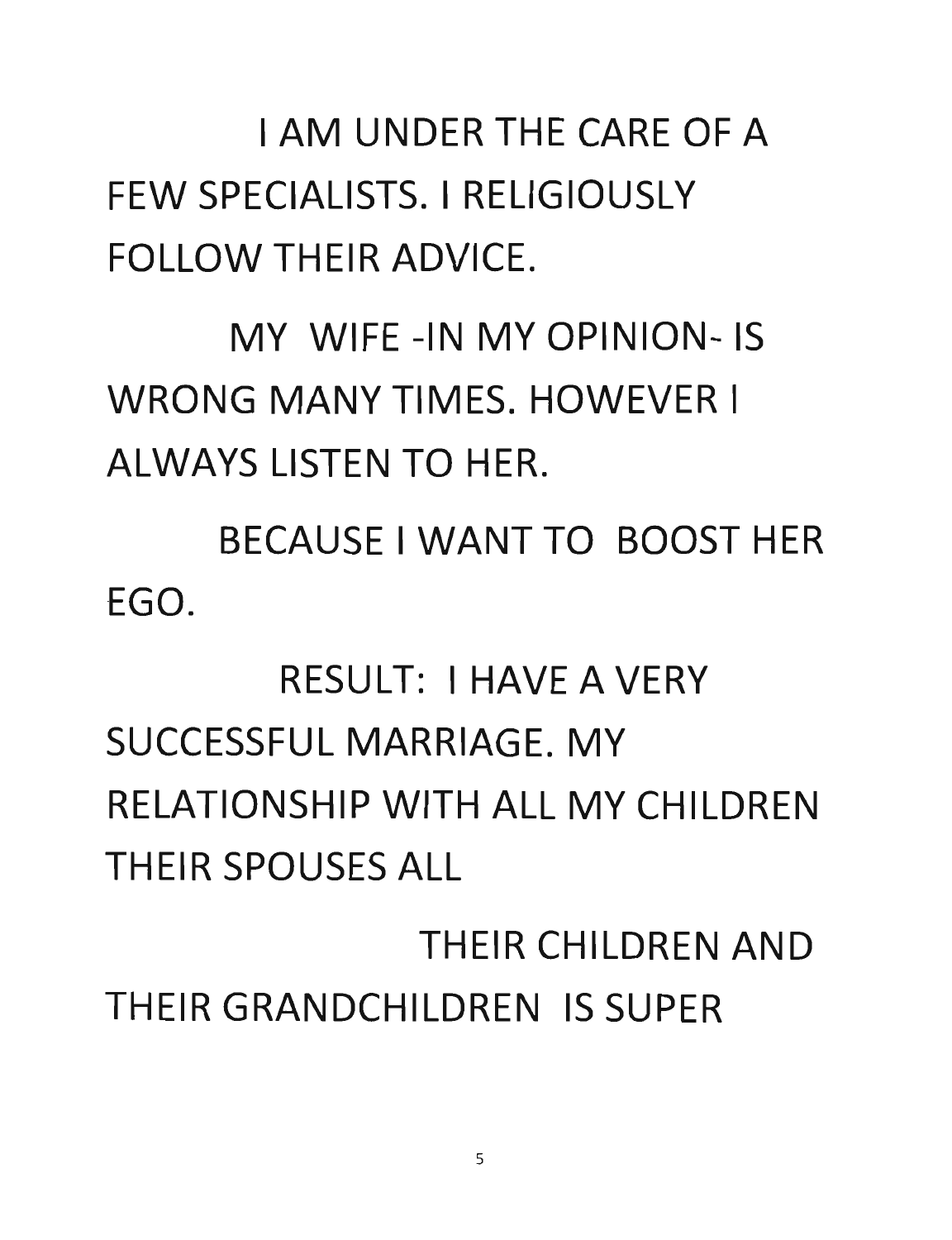I AM UNDER THE CARE OF A FEW SPECIALISTS. I RELIGIOUSLY FOLLOW THEIR ADVICE.

MY WIFE -IN MY OPINION- IS WRONG MANY TIMES. HOWEVER I ALWAYS LISTEN TO HER.

BECAUSE I WANT TO BOOST HER EGO.

RESULT: I HAVE A VERY SUCCESSFUL MARRIAGE. MY RELATIONSHIP WITH ALL MY CHILDREN THEIR SPOUSES ALL

THEIR CHILDREN AND THEIR GRANDCHILDREN IS SUPER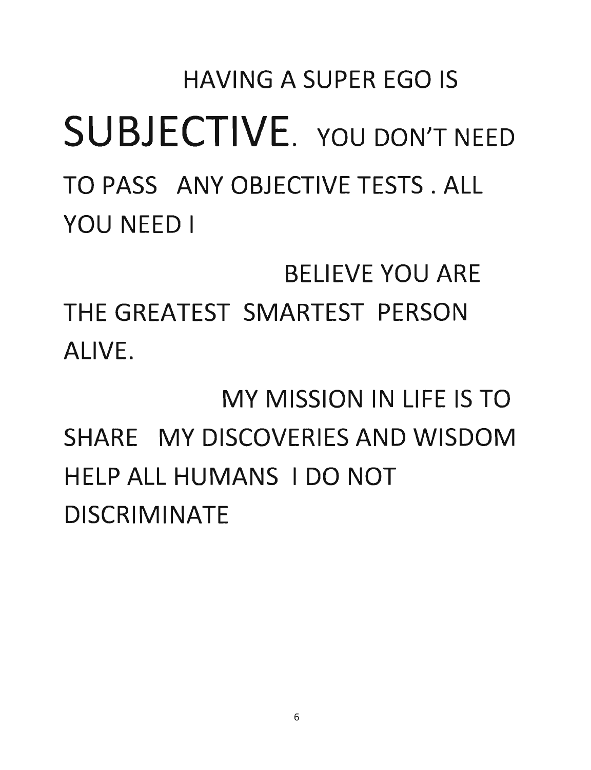HAVING A SUPER EGO IS SUBJECTIVE. YOU DON'T NEED TO PASS ANY OBJECTIVE TESTS . ALL YOU NEED I

BELIEVE YOU ARE THE GREATEST SMARTEST PERSON ALIVE.

MY MISSION IN LIFE IS TO SHARE MY DISCOVERIES AND WISDOM HELP ALL HUMANS I DO NOT DISCRIMINATE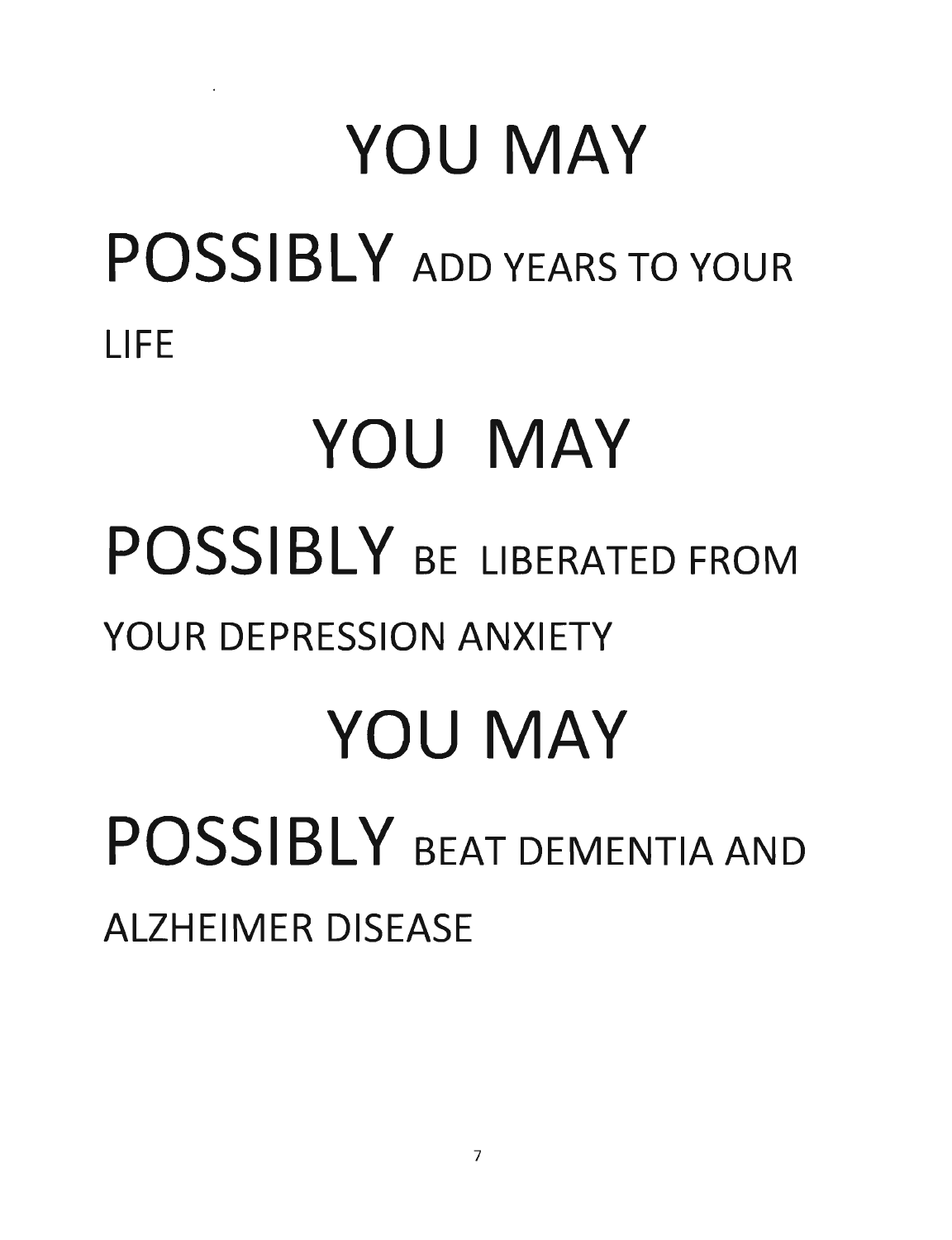# YOU MAY

**POSSIBLY** ADD YEARS TO YOUR LIFE

# YOU MAY

**POSSIBLY** BE LIBERATED FROM YOUR DEPRESSION ANXIETY

# YOU MAY

**POSSIBLY** BEAT DEMENTIA AND ALZHEIMER DISEASE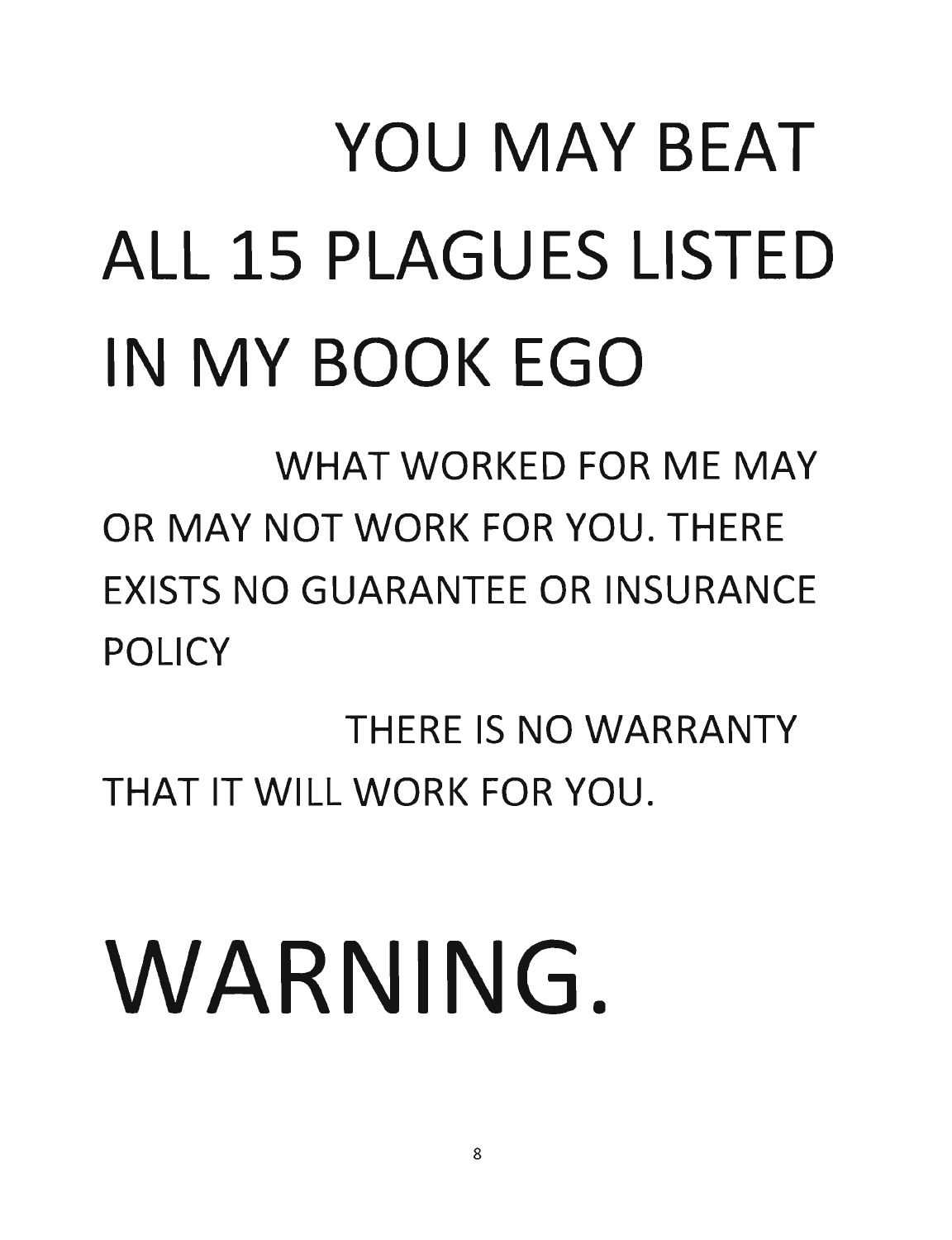# YOU MAY BEAT ALL 15 PLAGUES LISTED IN MY BOOK EGO

WHAT WORKED FOR ME MAY OR MAY NOT WORK FOR YOU. THERE EXISTS NO GUARANTEE OR INSURANCE POLICY

THERE IS NO WARRANTY THAT IT WILL WORK FOR YOU.

# WARNING.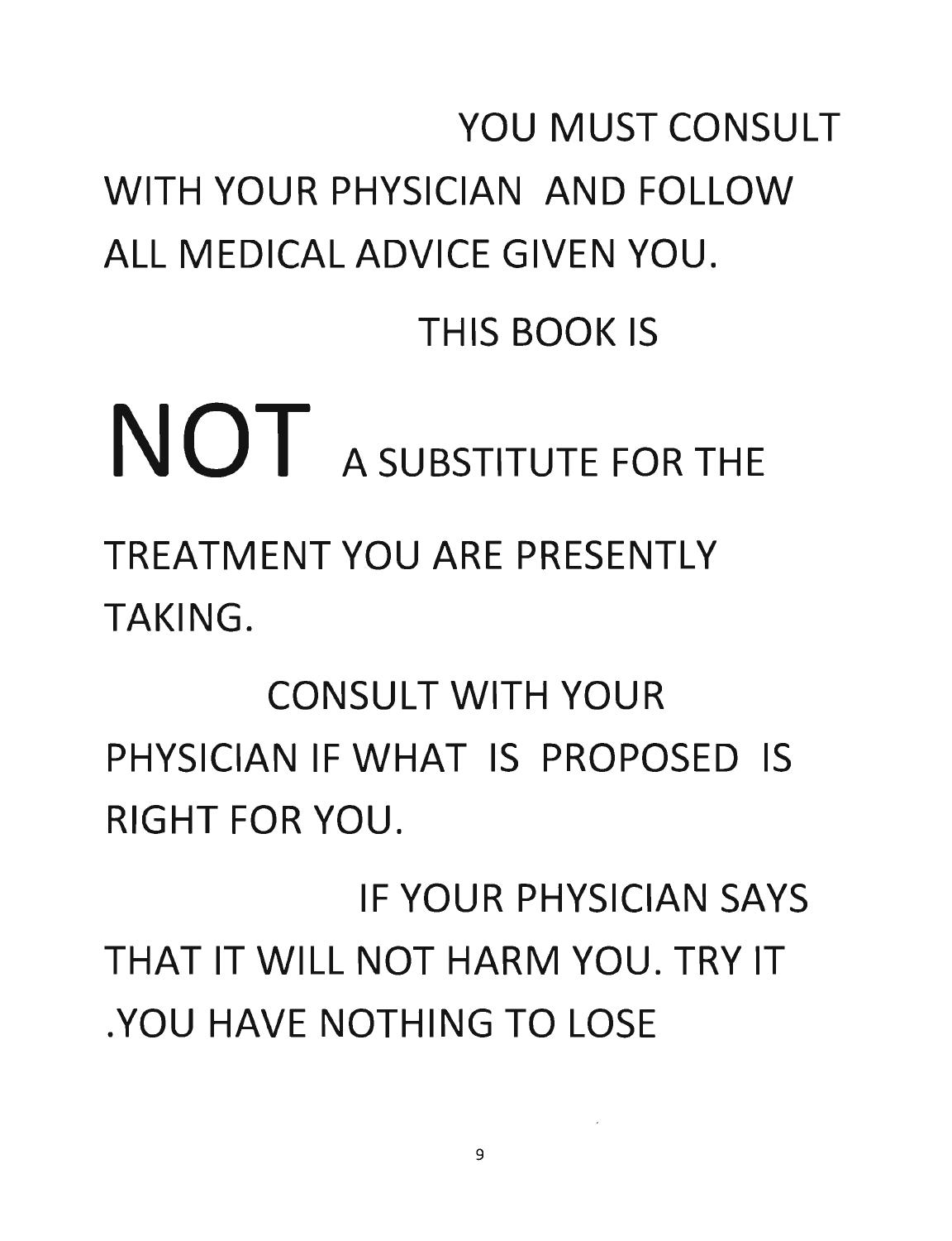YOU MUST CONSULT WITH YOUR PHYSICIAN AND FOLLOW ALL MEDICAL ADVICE GIVEN YOU.

THIS BOOK IS **NOT** A SUBSTITUTE FOR THE TREATMENT YOU ARE PRESENTLY TAKING.

CONSULT WITH YOUR PHYSICIAN IF WHAT IS PROPOSED IS RIGHT FOR YOU.

IF YOUR PHYSICIAN SAYS THAT IT WILL NOT HARM YOU. TRY IT .YOU HAVE NOTHING TO LOSE